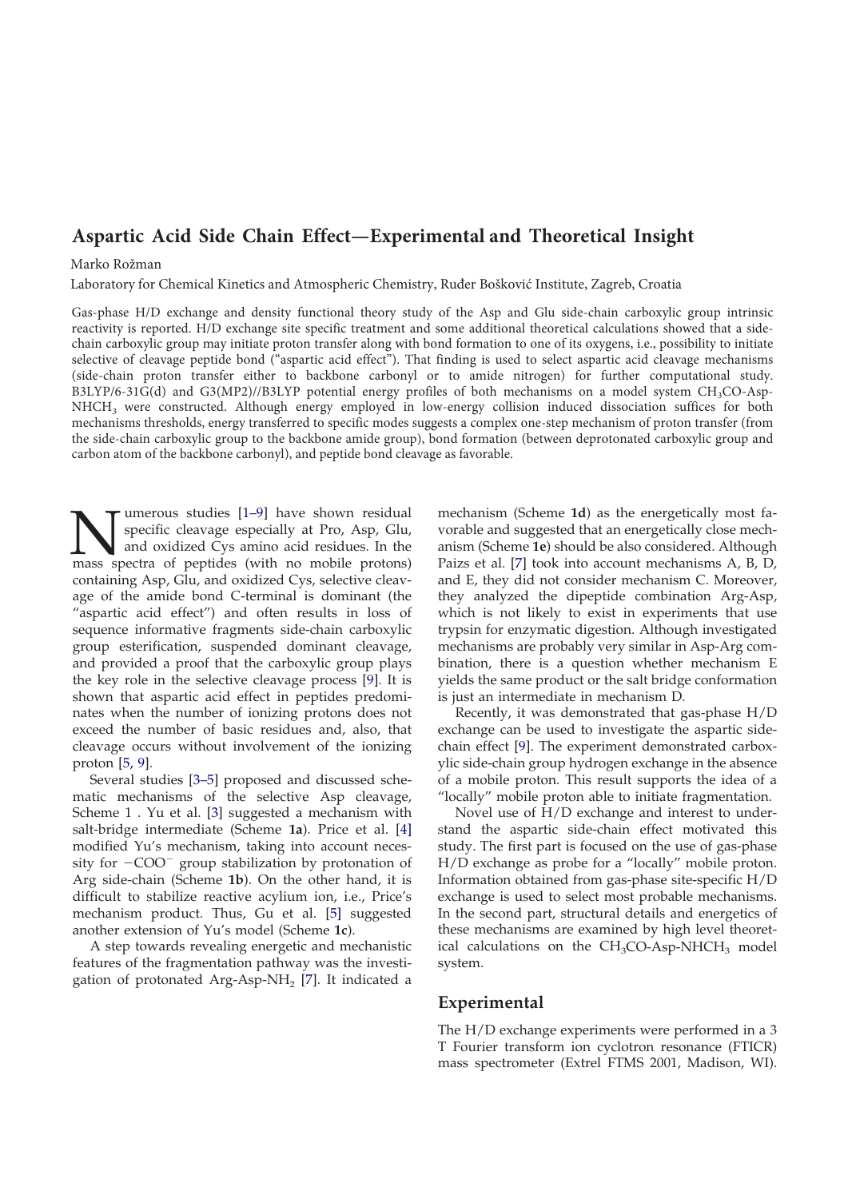# Aspartic Acid Side Chain Effect—Experimental and Theoretical Insight

Marko Rožman

Laboratory for Chemical Kinetics and Atmospheric Chemistry, Ruđer Bošković Institute, Zagreb, Croatia

Gas-phase H/D exchange and density functional theory study of the Asp and Glu side-chain carboxylic group intrinsic reactivity is reported. H/D exchange site specific treatment and some additional theoretical calculations showed that a side-chain carboxylic group may initiate proton transfer along with bond formation to one of its oxygens, i.e., possibility to initiate selective of cleavage peptide bond ("aspartic acid effect"). That finding is used to select aspartic acid cleavage mechanisms (side-chain proton transfer either to backbone carbonyl or to amide nitrogen) for further computational study. B3LYP/6-31G(d) and G3(MP2)//B3LYP potential energy profiles of both mechanisms on a model system $CH_3CO$-Asp-$NHCH_3$ were constructed. Although energy employed in low-energy collision induced dissociation suffices for both mechanisms thresholds, energy transferred to specific modes suggests a complex one-step mechanism of proton transfer (from the side-chain carboxylic group to the backbone amide group), bond formation (between deprotonated carboxylic group and carbon atom of the backbone carbonyl), and peptide bond cleavage as favorable.

Numerous studies [1–9] have shown residual specific cleavage especially at Pro, Asp, Glu, and oxidized Cys amino acid residues. In the mass spectra of peptides (with no mobile protons) containing Asp, Glu, and oxidized Cys, selective cleavage of the amide bond C-terminal is dominant (the "aspartic acid effect") and often results in loss of sequence informative fragments side-chain carboxylic group esterification, suspended dominant cleavage, and provided a proof that the carboxylic group plays the key role in the selective cleavage process [9]. It is shown that aspartic acid effect in peptides predominates when the number of ionizing protons does not exceed the number of basic residues and, also, that cleavage occurs without involvement of the ionizing proton [5, 9].

Several studies [3–5] proposed and discussed schematic mechanisms of the selective Asp cleavage, Scheme 1 . Yu et al. [3] suggested a mechanism with salt-bridge intermediate (Scheme **1a**). Price et al. [4] modified Yu's mechanism, taking into account necessity for $-COO^-$ group stabilization by protonation of Arg side-chain (Scheme **1b**). On the other hand, it is difficult to stabilize reactive acylium ion, i.e., Price's mechanism product. Thus, Gu et al. [5] suggested another extension of Yu's model (Scheme **1c**).

A step towards revealing energetic and mechanistic features of the fragmentation pathway was the investigation of protonated Arg-Asp-$NH_2$ [7]. It indicated a mechanism (Scheme **1d**) as the energetically most favorable and suggested that an energetically close mechanism (Scheme **1e**) should be also considered. Although Paizs et al. [7] took into account mechanisms A, B, D, and E, they did not consider mechanism C. Moreover, they analyzed the dipeptide combination Arg-Asp, which is not likely to exist in experiments that use trypsin for enzymatic digestion. Although investigated mechanisms are probably very similar in Asp-Arg combination, there is a question whether mechanism E yields the same product or the salt bridge conformation is just an intermediate in mechanism D.

Recently, it was demonstrated that gas-phase H/D exchange can be used to investigate the aspartic side-chain effect [9]. The experiment demonstrated carboxylic side-chain group hydrogen exchange in the absence of a mobile proton. This result supports the idea of a "locally" mobile proton able to initiate fragmentation.

Novel use of H/D exchange and interest to understand the aspartic side-chain effect motivated this study. The first part is focused on the use of gas-phase H/D exchange as probe for a "locally" mobile proton. Information obtained from gas-phase site-specific H/D exchange is used to select most probable mechanisms. In the second part, structural details and energetics of these mechanisms are examined by high level theoretical calculations on the $CH_3CO$-Asp-$NHCH_3$ model system.

## Experimental

The H/D exchange experiments were performed in a 3 T Fourier transform ion cyclotron resonance (FTICR) mass spectrometer (Extrel FTMS 2001, Madison, WI).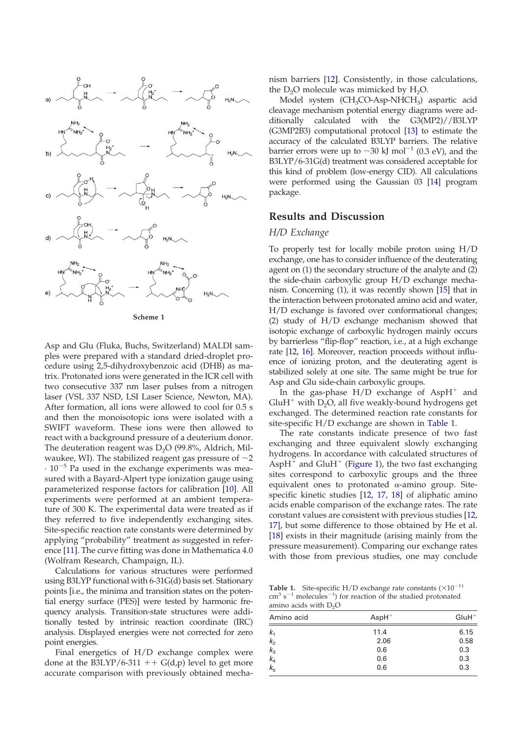Scheme 1

Asp and Glu (Fluka, Buchs, Switzerland) MALDI samples were prepared with a standard dried-droplet procedure using 2,5-dihydroxybenzoic acid (DHB) as matrix. Protonated ions were generated in the ICR cell with two consecutive 337 nm laser pulses from a nitrogen laser (VSL 337 NSD, LSI Laser Science, Newton, MA). After formation, all ions were allowed to cool for 0.5 s and then the monoisotopic ions were isolated with a SWIFT waveform. These ions were then allowed to react with a background pressure of a deuterium donor. The deuteration reagent was $D_2O$ (99.8%, Aldrich, Milwaukee, WI). The stabilized reagent gas pressure of $\sim 2 \cdot 10^{-5}$ Pa used in the exchange experiments was measured with a Bayard-Alpert type ionization gauge using parameterized response factors for calibration [10]. All experiments were performed at an ambient temperature of 300 K. The experimental data were treated as if they referred to five independently exchanging sites. Site-specific reaction rate constants were determined by applying "probability" treatment as suggested in reference [11]. The curve fitting was done in Mathematica 4.0 (Wolfram Research, Champaign, IL).

Calculations for various structures were performed using B3LYP functional with 6-31G(d) basis set. Stationary points [i.e., the minima and transition states on the potential energy surface (PES)] were tested by harmonic frequency analysis. Transition-state structures were additionally tested by intrinsic reaction coordinate (IRC) analysis. Displayed energies were not corrected for zero point energies.

Final energetics of H/D exchange complex were done at the B3LYP/6-311 ++ G(d,p) level to get more accurate comparison with previously obtained mechanism barriers [12]. Consistently, in those calculations, the $D_2O$ molecule was mimicked by $H_2O$.

Model system ($CH_3CO$-Asp-$NHCH_3$) aspartic acid cleavage mechanism potential energy diagrams were additionally calculated with the G3(MP2)//B3LYP (G3MP2B3) computational protocol [13] to estimate the accuracy of the calculated B3LYP barriers. The relative barrier errors were up to $\sim 30$ kJ $mol^{-1}$ (0.3 eV), and the B3LYP/6-31G(d) treatment was considered acceptable for this kind of problem (low-energy CID). All calculations were performed using the Gaussian 03 [14] program package.

## Results and Discussion

### H/D Exchange

To properly test for locally mobile proton using H/D exchange, one has to consider influence of the deuterating agent on (1) the secondary structure of the analyte and (2) the side-chain carboxylic group H/D exchange mechanism. Concerning (1), it was recently shown [15] that in the interaction between protonated amino acid and water, H/D exchange is favored over conformational changes; (2) study of H/D exchange mechanism showed that isotopic exchange of carboxylic hydrogen mainly occurs by barrierless "flip-flop" reaction, i.e., at a high exchange rate [12, 16]. Moreover, reaction proceeds without influence of ionizing proton, and the deuterating agent is stabilized solely at one site. The same might be true for Asp and Glu side-chain carboxylic groups.

In the gas-phase H/D exchange of $AspH^+$ and $GluH^+$ with $D_2O$, all five weakly-bound hydrogens get exchanged. The determined reaction rate constants for site-specific H/D exchange are shown in Table 1.

The rate constants indicate presence of two fast exchanging and three equivalent slowly exchanging hydrogens. In accordance with calculated structures of $AspH^+$ and $GluH^+$ (Figure 1), the two fast exchanging sites correspond to carboxylic groups and the three equivalent ones to protonated $\alpha$-amino group. Site-specific kinetic studies [12, 17, 18] of aliphatic amino acids enable comparison of the exchange rates. The rate constant values are consistent with previous studies [12, 17], but some difference to those obtained by He et al. [18] exists in their magnitude (arising mainly from the pressure measurement). Comparing our exchange rates with those from previous studies, one may conclude

**Table 1.** Site-specific H/D exchange rate constants ($\times 10^{-11}$ $cm^3$ $s^{-1}$ $molecules^{-1}$) for reaction of the studied protonated amino acids with $D_2O$

| Amino acid | $AspH^+$ | $GluH^+$ |
|---|---|---|
| $k_1$ | 11.4 | 6.15 |
| $k_2$ | 2.06 | 0.58 |
| $k_3$ | 0.6 | 0.3 |
| $k_4$ | 0.6 | 0.3 |
| $k_5$ | 0.6 | 0.3 |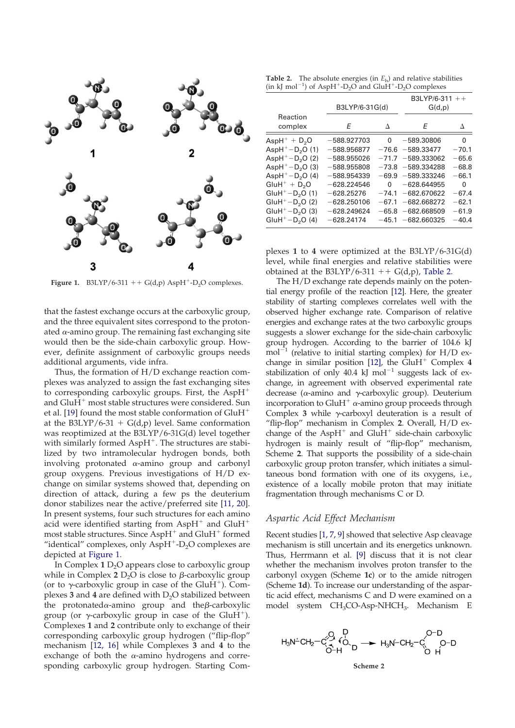Figure 1. B3LYP/6-311 ++ G(d,p) $AspH^+$-$D_2O$ complexes.

that the fastest exchange occurs at the carboxylic group, and the three equivalent sites correspond to the protonated α-amino group. The remaining fast exchanging site would then be the side-chain carboxylic group. However, definite assignment of carboxylic groups needs additional arguments, vide infra.

Thus, the formation of H/D exchange reaction complexes was analyzed to assign the fast exchanging sites to corresponding carboxylic groups. First, the $AspH^+$ and $GluH^+$ most stable structures were considered. Sun et al. [19] found the most stable conformation of $GluH^+$ at the B3LYP/6-31 + G(d,p) level. Same conformation was reoptimized at the B3LYP/6-31G(d) level together with similarly formed $AspH^+$. The structures are stabilized by two intramolecular hydrogen bonds, both involving protonated α-amino group and carbonyl group oxygens. Previous investigations of H/D exchange on similar systems showed that, depending on direction of attack, during a few ps the deuterium donor stabilizes near the active/preferred site [11, 20]. In present systems, four such structures for each amino acid were identified starting from $AspH^+$ and $GluH^+$ most stable structures. Since $AspH^+$ and $GluH^+$ formed "identical" complexes, only $AspH^+$-$D_2O$ complexes are depicted at Figure 1.

In Complex **1** $D_2O$ appears close to carboxylic group while in Complex **2** $D_2O$ is close to β-carboxylic group (or to γ-carboxylic group in case of the $GluH^+$). Complexes **3** and **4** are defined with $D_2O$ stabilized between the protonatedα-amino group and theβ-carboxylic group (or γ-carboxylic group in case of the $GluH^+$). Complexes **1** and **2** contribute only to exchange of their corresponding carboxylic group hydrogen ("flip-flop" mechanism [12, 16] while Complexes **3** and **4** to the exchange of both the α-amino hydrogens and corresponding carboxylic group hydrogen. Starting Complexes **1** to **4** were optimized at the B3LYP/6-31G(d) level, while final energies and relative stabilities were obtained at the B3LYP/6-311 ++ G(d,p), Table 2.

**Table 2.** The absolute energies (in $E_h$) and relative stabilities (in kJ $mol^{-1}$) of $AspH^+$-$D_2O$ and $GluH^+$-$D_2O$ complexes

| Reaction complex | B3LYP/6-31G(d) | | B3LYP/6-311 ++ G(d,p) | |
|---|---|---|---|---|
| | *E* | Δ | *E* | Δ |
| $AspH^+$ + $D_2O$ | −588.927703 | 0 | −589.30806 | 0 |
| $AspH^+$−$D_2O$ (1) | −588.956877 | −76.6 | −589.33477 | −70.1 |
| $AspH^+$−$D_2O$ (2) | −588.955026 | −71.7 | −589.333062 | −65.6 |
| $AspH^+$−$D_2O$ (3) | −588.955808 | −73.8 | −589.334288 | −68.8 |
| $AspH^+$−$D_2O$ (4) | −588.954339 | −69.9 | −589.333246 | −66.1 |
| $GluH^+$ + $D_2O$ | −628.224546 | 0 | −628.644955 | 0 |
| $GluH^+$−$D_2O$ (1) | −628.25276 | −74.1 | −682.670622 | −67.4 |
| $GluH^+$−$D_2O$ (2) | −628.250106 | −67.1 | −682.668272 | −62.1 |
| $GluH^+$−$D_2O$ (3) | −628.249624 | −65.8 | −682.668509 | −61.9 |
| $GluH^+$−$D_2O$ (4) | −628.24174 | −45.1 | −682.660325 | −40.4 |

The H/D exchange rate depends mainly on the potential energy profile of the reaction [12]. Here, the greater stability of starting complexes correlates well with the observed higher exchange rate. Comparison of relative energies and exchange rates at the two carboxylic groups suggests a slower exchange for the side-chain carboxylic group hydrogen. According to the barrier of 104.6 kJ $mol^{-1}$ (relative to initial starting complex) for H/D exchange in similar position [12], the $GluH^+$ Complex **4** stabilization of only 40.4 kJ $mol^{-1}$ suggests lack of exchange, in agreement with observed experimental rate decrease (α-amino and γ-carboxylic group). Deuterium incorporation to $GluH^+$ α-amino group proceeds through Complex **3** while γ-carboxyl deuteration is a result of "flip-flop" mechanism in Complex **2**. Overall, H/D exchange of the $AspH^+$ and $GluH^+$ side-chain carboxylic hydrogen is mainly result of "flip-flop" mechanism, Scheme **2**. That supports the possibility of a side-chain carboxylic group proton transfer, which initiates a simultaneous bond formation with one of its oxygens, i.e., existence of a locally mobile proton that may initiate fragmentation through mechanisms C or D.

## Aspartic Acid Effect Mechanism

Recent studies [1, 7, 9] showed that selective Asp cleavage mechanism is still uncertain and its energetics unknown. Thus, Herrmann et al. [9] discuss that it is not clear whether the mechanism involves proton transfer to the carbonyl oxygen (Scheme **1c**) or to the amide nitrogen (Scheme **1d**). To increase our understanding of the aspartic acid effect, mechanisms C and D were examined on a model system $CH_3CO$-Asp-$NHCH_3$. Mechanism E

Scheme 2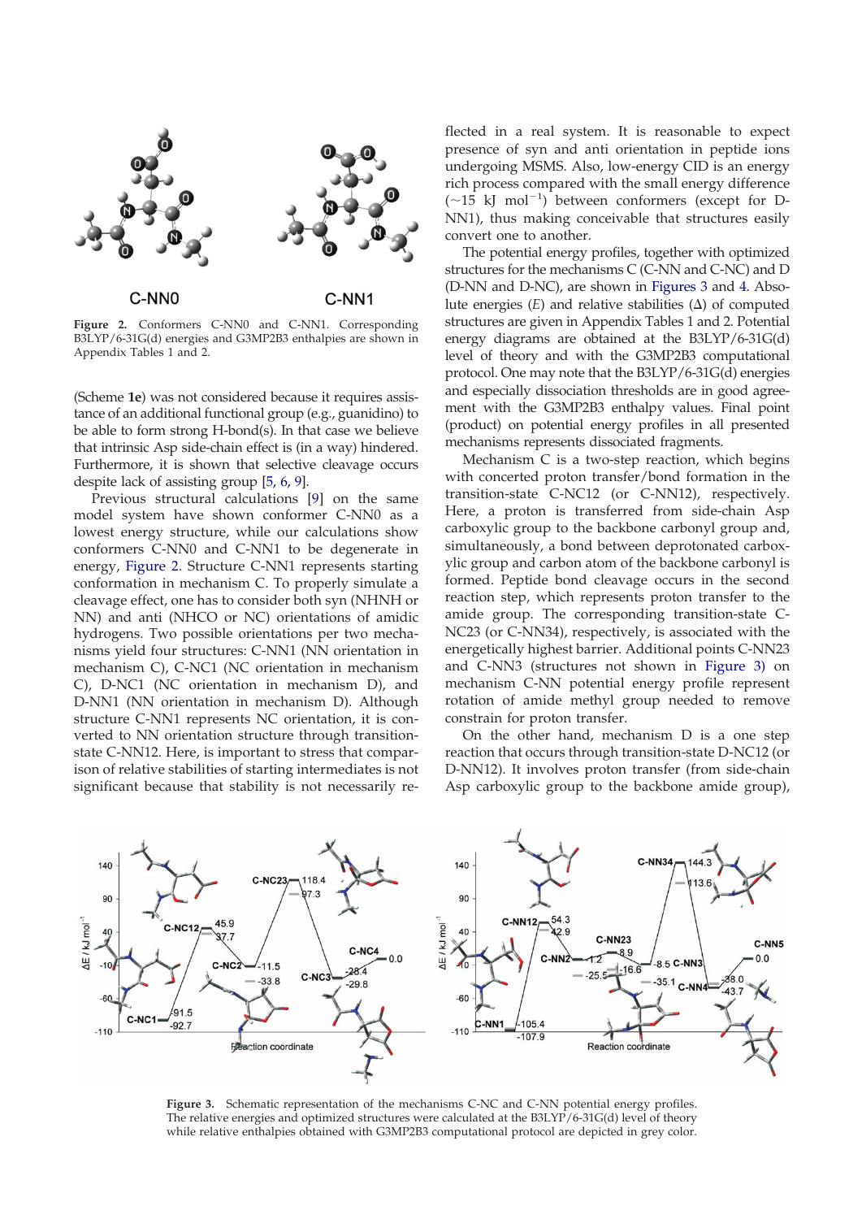C-NN0 C-NN1

Figure 2. Conformers C-NN0 and C-NN1. Corresponding B3LYP/6-31G(d) energies and G3MP2B3 enthalpies are shown in Appendix Tables 1 and 2.

(Scheme 1e) was not considered because it requires assistance of an additional functional group (e.g., guanidino) to be able to form strong H-bond(s). In that case we believe that intrinsic Asp side-chain effect is (in a way) hindered. Furthermore, it is shown that selective cleavage occurs despite lack of assisting group [5, 6, 9].

Previous structural calculations [9] on the same model system have shown conformer C-NN0 as a lowest energy structure, while our calculations show conformers C-NN0 and C-NN1 to be degenerate in energy, Figure 2. Structure C-NN1 represents starting conformation in mechanism C. To properly simulate a cleavage effect, one has to consider both syn (NHNH or NN) and anti (NHCO or NC) orientations of amidic hydrogens. Two possible orientations per two mechanisms yield four structures: C-NN1 (NN orientation in mechanism C), C-NC1 (NC orientation in mechanism C), D-NC1 (NC orientation in mechanism D), and D-NN1 (NN orientation in mechanism D). Although structure C-NN1 represents NC orientation, it is converted to NN orientation structure through transition-state C-NN12. Here, is important to stress that comparison of relative stabilities of starting intermediates is not significant because that stability is not necessarily reflected in a real system. It is reasonable to expect presence of syn and anti orientation in peptide ions undergoing MSMS. Also, low-energy CID is an energy rich process compared with the small energy difference (~15 kJ mol$^{-1}$) between conformers (except for D-NN1), thus making conceivable that structures easily convert one to another.

The potential energy profiles, together with optimized structures for the mechanisms C (C-NN and C-NC) and D (D-NN and D-NC), are shown in Figures 3 and 4. Absolute energies ($E$) and relative stabilities ($\Delta$) of computed structures are given in Appendix Tables 1 and 2. Potential energy diagrams are obtained at the B3LYP/6-31G(d) level of theory and with the G3MP2B3 computational protocol. One may note that the B3LYP/6-31G(d) energies and especially dissociation thresholds are in good agreement with the G3MP2B3 enthalpy values. Final point (product) on potential energy profiles in all presented mechanisms represents dissociated fragments.

Mechanism C is a two-step reaction, which begins with concerted proton transfer/bond formation in the transition-state C-NC12 (or C-NN12), respectively. Here, a proton is transferred from side-chain Asp carboxylic group to the backbone carbonyl group and, simultaneously, a bond between deprotonated carboxylic group and carbon atom of the backbone carbonyl is formed. Peptide bond cleavage occurs in the second reaction step, which represents proton transfer to the amide group. The corresponding transition-state C-NC23 (or C-NN34), respectively, is associated with the energetically highest barrier. Additional points C-NN23 and C-NN3 (structures not shown in Figure 3) on mechanism C-NN potential energy profile represent rotation of amide methyl group needed to remove constrain for proton transfer.

On the other hand, mechanism D is a one step reaction that occurs through transition-state D-NC12 (or D-NN12). It involves proton transfer (from side-chain Asp carboxylic group to the backbone amide group),

Figure 3. Schematic representation of the mechanisms C-NC and C-NN potential energy profiles. The relative energies and optimized structures were calculated at the B3LYP/6-31G(d) level of theory while relative enthalpies obtained with G3MP2B3 computational protocol are depicted in grey color.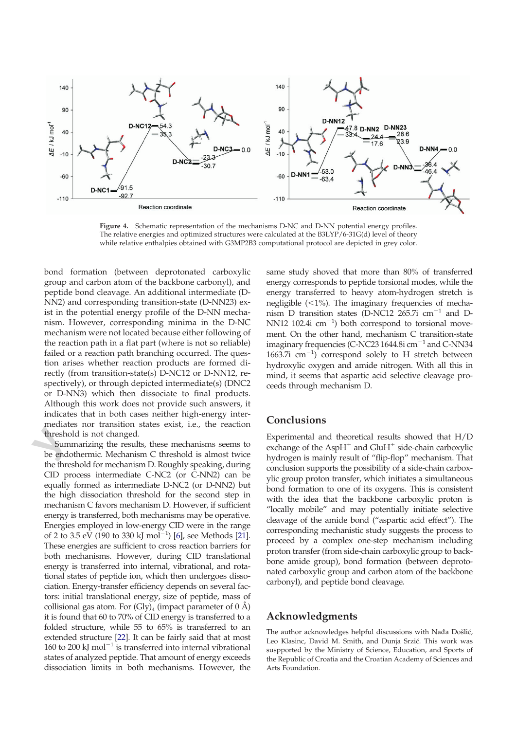**Figure 4.** Schematic representation of the mechanisms D-NC and D-NN potential energy profiles. The relative energies and optimized structures were calculated at the B3LYP/6-31G(d) level of theory while relative enthalpies obtained with G3MP2B3 computational protocol are depicted in grey color.

bond formation (between deprotonated carboxylic group and carbon atom of the backbone carbonyl), and peptide bond cleavage. An additional intermediate (D-NN2) and corresponding transition-state (D-NN23) exist in the potential energy profile of the D-NN mechanism. However, corresponding minima in the D-NC mechanism were not located because either following of the reaction path in a flat part (where is not so reliable) failed or a reaction path branching occurred. The question arises whether reaction products are formed directly (from transition-state(s) D-NC12 or D-NN12, respectively), or through depicted intermediate(s) (DNC2 or D-NN3) which then dissociate to final products. Although this work does not provide such answers, it indicates that in both cases neither high-energy intermediates nor transition states exist, i.e., the reaction threshold is not changed.

Summarizing the results, these mechanisms seems to be endothermic. Mechanism C threshold is almost twice the threshold for mechanism D. Roughly speaking, during CID process intermediate C-NC2 (or C-NN2) can be equally formed as intermediate D-NC2 (or D-NN2) but the high dissociation threshold for the second step in mechanism C favors mechanism D. However, if sufficient energy is transferred, both mechanisms may be operative. Energies employed in low-energy CID were in the range of 2 to 3.5 eV (190 to 330 kJ mol$^{-1}$) [6], see Methods [21]. These energies are sufficient to cross reaction barriers for both mechanisms. However, during CID translational energy is transferred into internal, vibrational, and rotational states of peptide ion, which then undergoes dissociation. Energy-transfer efficiency depends on several factors: initial translational energy, size of peptide, mass of collisional gas atom. For $(Gly)_4$ (impact parameter of 0 Å) it is found that 60 to 70% of CID energy is transferred to a folded structure, while 55 to 65% is transferred to an extended structure [22]. It can be fairly said that at most 160 to 200 kJ mol$^{-1}$ is transferred into internal vibrational states of analyzed peptide. That amount of energy exceeds dissociation limits in both mechanisms. However, the same study shoved that more than 80% of transferred energy corresponds to peptide torsional modes, while the energy transferred to heavy atom-hydrogen stretch is negligible (<1%). The imaginary frequencies of mechanism D transition states (D-NC12 265.7i cm$^{-1}$ and D-NN12 102.4i cm$^{-1}$) both correspond to torsional movement. On the other hand, mechanism C transition-state imaginary frequencies (C-NC23 1644.8i cm$^{-1}$ and C-NN34 1663.7i cm$^{-1}$) correspond solely to H stretch between hydroxylic oxygen and amide nitrogen. With all this in mind, it seems that aspartic acid selective cleavage proceeds through mechanism D.

## Conclusions

Experimental and theoretical results showed that H/D exchange of the $AspH^+$ and $GluH^+$ side-chain carboxylic hydrogen is mainly result of "flip-flop" mechanism. That conclusion supports the possibility of a side-chain carboxylic group proton transfer, which initiates a simultaneous bond formation to one of its oxygens. This is consistent with the idea that the backbone carboxylic proton is "locally mobile" and may potentially initiate selective cleavage of the amide bond ("aspartic acid effect"). The corresponding mechanistic study suggests the process to proceed by a complex one-step mechanism including proton transfer (from side-chain carboxylic group to backbone amide group), bond formation (between deprotonated carboxylic group and carbon atom of the backbone carbonyl), and peptide bond cleavage.

## Acknowledgments

The author acknowledges helpful discussions with Nađa Došlić, Leo Klasinc, David M. Smith, and Dunja Srzić. This work was suspported by the Ministry of Science, Education, and Sports of the Republic of Croatia and the Croatian Academy of Sciences and Arts Foundation.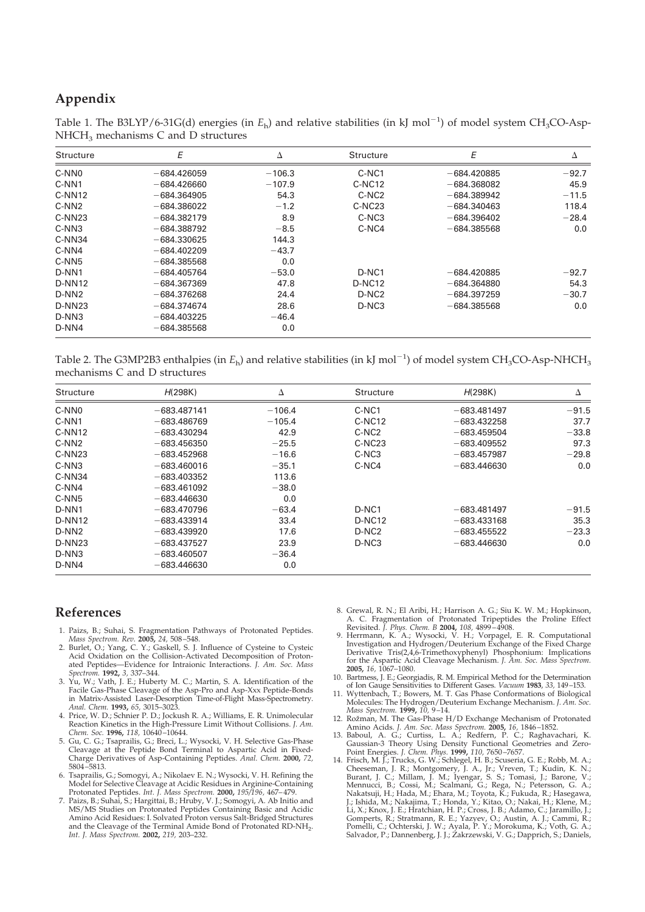## Appendix

Table 1. The B3LYP/6-31G(d) energies (in $E_h$) and relative stabilities (in kJ mol$^{-1}$) of model system $CH_3CO$-Asp-$NHCH_3$ mechanisms C and D structures

| Structure | E | Δ | Structure | E | Δ |
|---|---|---|---|---|---|
| C-NN0 | −684.426059 | −106.3 | C-NC1 | −684.420885 | −92.7 |
| C-NN1 | −684.426660 | −107.9 | C-NC12 | −684.368082 | 45.9 |
| C-NN12 | −684.364905 | 54.3 | C-NC2 | −684.389942 | −11.5 |
| C-NN2 | −684.386022 | −1.2 | C-NC23 | −684.340463 | 118.4 |
| C-NN23 | −684.382179 | 8.9 | C-NC3 | −684.396402 | −28.4 |
| C-NN3 | −684.388792 | −8.5 | C-NC4 | −684.385568 | 0.0 |
| C-NN34 | −684.330625 | 144.3 | | | |
| C-NN4 | −684.402209 | −43.7 | | | |
| C-NN5 | −684.385568 | 0.0 | | | |
| D-NN1 | −684.405764 | −53.0 | D-NC1 | −684.420885 | −92.7 |
| D-NN12 | −684.367369 | 47.8 | D-NC12 | −684.364880 | 54.3 |
| D-NN2 | −684.376268 | 24.4 | D-NC2 | −684.397259 | −30.7 |
| D-NN23 | −684.374674 | 28.6 | D-NC3 | −684.385568 | 0.0 |
| D-NN3 | −684.403225 | −46.4 | | | |
| D-NN4 | −684.385568 | 0.0 | | | |

Table 2. The G3MP2B3 enthalpies (in $E_h$) and relative stabilities (in kJ mol$^{-1}$) of model system $CH_3CO$-Asp-$NHCH_3$ mechanisms C and D structures

| Structure | H(298K) | Δ | Structure | H(298K) | Δ |
|---|---|---|---|---|---|
| C-NN0 | −683.487141 | −106.4 | C-NC1 | −683.481497 | −91.5 |
| C-NN1 | −683.486769 | −105.4 | C-NC12 | −683.432258 | 37.7 |
| C-NN12 | −683.430294 | 42.9 | C-NC2 | −683.459504 | −33.8 |
| C-NN2 | −683.456350 | −25.5 | C-NC23 | −683.409552 | 97.3 |
| C-NN23 | −683.452968 | −16.6 | C-NC3 | −683.457987 | −29.8 |
| C-NN3 | −683.460016 | −35.1 | C-NC4 | −683.446630 | 0.0 |
| C-NN34 | −683.403352 | 113.6 | | | |
| C-NN4 | −683.461092 | −38.0 | | | |
| C-NN5 | −683.446630 | 0.0 | | | |
| D-NN1 | −683.470796 | −63.4 | D-NC1 | −683.481497 | −91.5 |
| D-NN12 | −683.433914 | 33.4 | D-NC12 | −683.433168 | 35.3 |
| D-NN2 | −683.439920 | 17.6 | D-NC2 | −683.455522 | −23.3 |
| D-NN23 | −683.437527 | 23.9 | D-NC3 | −683.446630 | 0.0 |
| D-NN3 | −683.460507 | −36.4 | | | |
| D-NN4 | −683.446630 | 0.0 | | | |

## References

1. Paizs, B.; Suhai, S. Fragmentation Pathways of Protonated Peptides. *Mass Spectrom. Rev.* **2005,** *24,* 508–548.
2. Burlet, O.; Yang, C. Y.; Gaskell, S. J. Influence of Cysteine to Cysteic Acid Oxidation on the Collision-Activated Decomposition of Protonated Peptides—Evidence for Intraionic Interactions. *J. Am. Soc. Mass Spectrom.* **1992,** *3,* 337–344.
3. Yu, W.; Vath, J. E.; Huberty M. C.; Martin, S. A. Identification of the Facile Gas-Phase Cleavage of the Asp-Pro and Asp-Xxx Peptide-Bonds in Matrix-Assisted Laser-Desorption Time-of-Flight Mass-Spectrometry. *Anal. Chem.* **1993,** *65,* 3015–3023.
4. Price, W. D.; Schnier P. D.; Jockush R. A.; Williams, E. R. Unimolecular Reaction Kinetics in the High-Pressure Limit Without Collisions. *J. Am. Chem. Soc.* **1996,** *118,* 10640–10644.
5. Gu, C. G.; Tsaprailis, G.; Breci, L.; Wysocki, V. H. Selective Gas-Phase Cleavage at the Peptide Bond Terminal to Aspartic Acid in Fixed-Charge Derivatives of Asp-Containing Peptides. *Anal. Chem.* **2000,** *72,* 5804–5813.
6. Tsaprailis, G.; Somogyi, A.; Nikolaev E. N.; Wysocki, V. H. Refining the Model for Selective Cleavage at Acidic Residues in Arginine-Containing Protonated Peptides. *Int. J. Mass Spectrom.* **2000,** *195/196,* 467–479.
7. Paizs, B.; Suhai, S.; Hargittai, B.; Hruby, V. J.; Somogyi, A. Ab Initio and MS/MS Studies on Protonated Peptides Containing Basic and Acidic Amino Acid Residues: I. Solvated Proton versus Salt-Bridged Structures and the Cleavage of the Terminal Amide Bond of Protonated RD-$NH_2$. *Int. J. Mass Spectrom.* **2002,** *219,* 203–232.
8. Grewal, R. N.; El Aribi, H.; Harrison A. G.; Siu K. W. M.; Hopkinson, A. C. Fragmentation of Protonated Tripeptides the Proline Effect Revisited. *J. Phys. Chem. B* **2004,** *108,* 4899–4908.
9. Herrmann, K. A.; Wysocki, V. H.; Vorpagel, E. R. Computational Investigation and Hydrogen/Deuterium Exchange of the Fixed Charge Derivative Tris(2,4,6-Trimethoxyphenyl) Phosphonium: Implications for the Aspartic Acid Cleavage Mechanism. *J. Am. Soc. Mass Spectrom.* **2005,** *16,* 1067–1080.
10. Bartmess, J. E.; Georgiadis, R. M. Empirical Method for the Determination of Ion Gauge Sensitivities to Different Gases. *Vacuum* **1983,** *33,* 149–153.
11. Wyttenbach, T.; Bowers, M. T. Gas Phase Conformations of Biological Molecules: The Hydrogen/Deuterium Exchange Mechanism. *J. Am. Soc. Mass Spectrom.* **1999,** *10,* 9–14.
12. Rožman, M. The Gas-Phase H/D Exchange Mechanism of Protonated Amino Acids. *J. Am. Soc. Mass Spectrom.* **2005,** *16,* 1846–1852.
13. Baboul, A. G.; Curtiss, L. A.; Redfern, P. C.; Raghavachari, K. Gaussian-3 Theory Using Density Functional Geometries and Zero-Point Energies. *J. Chem. Phys.* **1999,** *110,* 7650–7657.
14. Frisch, M. J.; Trucks, G. W.; Schlegel, H. B.; Scuseria, G. E.; Robb, M. A.; Cheeseman, J. R.; Montgomery, J. A., Jr.; Vreven, T.; Kudin, K. N.; Burant, J. C.; Millam, J. M.; Iyengar, S. S.; Tomasi, J.; Barone, V.; Mennucci, B.; Cossi, M.; Scalmani, G.; Rega, N.; Petersson, G. A.; Nakatsuji, H.; Hada, M.; Ehara, M.; Toyota, K.; Fukuda, R.; Hasegawa, J.; Ishida, M.; Nakajima, T.; Honda, Y.; Kitao, O.; Nakai, H.; Klene, M.; Li, X.; Knox, J. E.; Hratchian, H. P.; Cross, J. B.; Adamo, C.; Jaramillo, J.; Gomperts, R.; Stratmann, R. E.; Yazyev, O.; Austin, A. J.; Cammi, R.; Pomelli, C.; Ochterski, J. W.; Ayala, P. Y.; Morokuma, K.; Voth, G. A.; Salvador, P.; Dannenberg, J. J.; Zakrzewski, V. G.; Dapprich, S.; Daniels,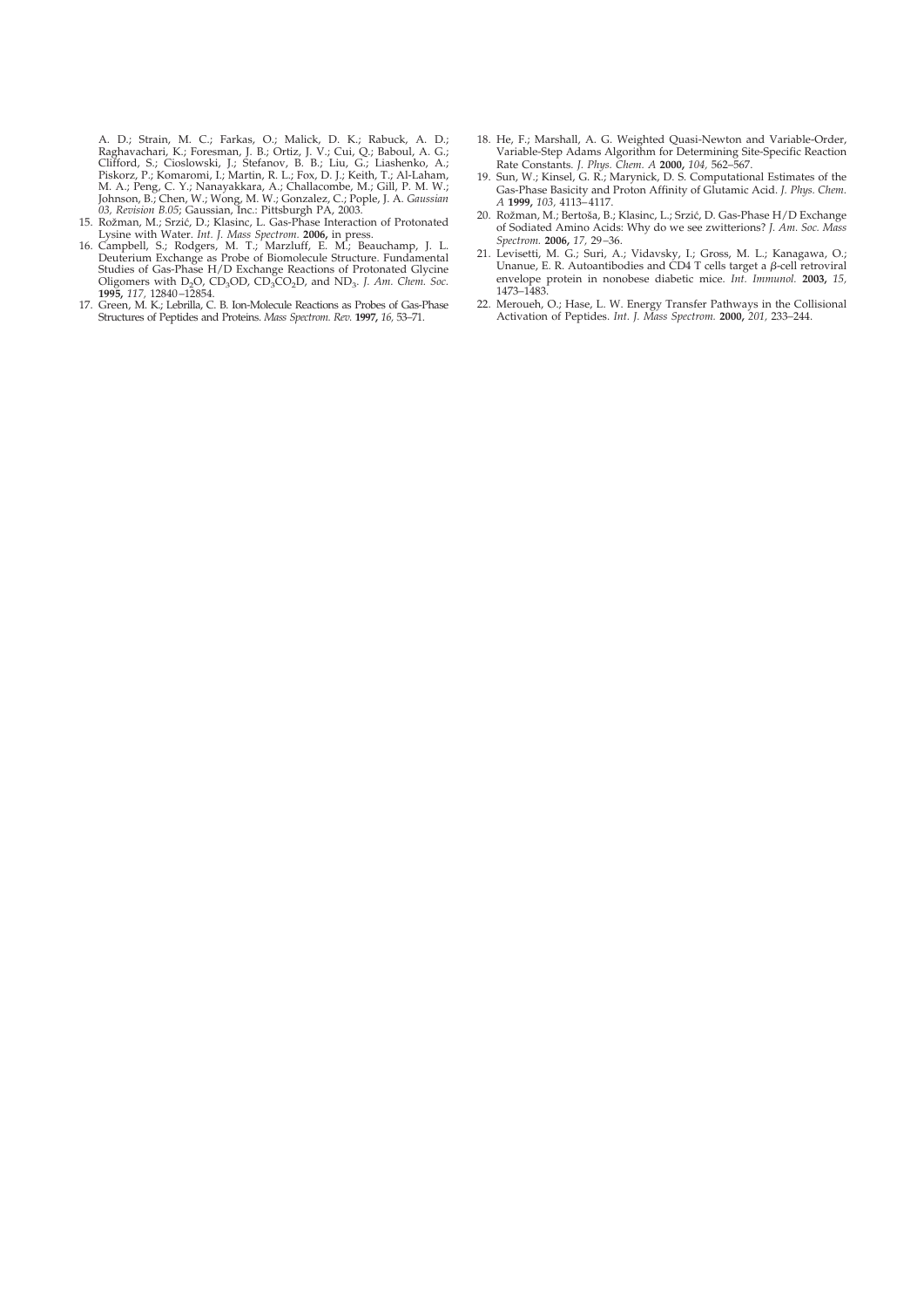A. D.; Strain, M. C.; Farkas, O.; Malick, D. K.; Rabuck, A. D.; Raghavachari, K.; Foresman, J. B.; Ortiz, J. V.; Cui, Q.; Baboul, A. G.; Clifford, S.; Cioslowski, J.; Stefanov, B. B.; Liu, G.; Liashenko, A.; Piskorz, P.; Komaromi, I.; Martin, R. L.; Fox, D. J.; Keith, T.; Al-Laham, M. A.; Peng, C. Y.; Nanayakkara, A.; Challacombe, M.; Gill, P. M. W.; Johnson, B.; Chen, W.; Wong, M. W.; Gonzalez, C.; Pople, J. A. *Gaussian 03, Revision B.05*; Gaussian, Inc.: Pittsburgh PA, 2003.

15. Rožman, M.; Srzić, D.; Klasinc, L. Gas-Phase Interaction of Protonated Lysine with Water. *Int. J. Mass Spectrom.* **2006,** in press.
16. Campbell, S.; Rodgers, M. T.; Marzluff, E. M.; Beauchamp, J. L. Deuterium Exchange as Probe of Biomolecule Structure. Fundamental Studies of Gas-Phase H/D Exchange Reactions of Protonated Glycine Oligomers with $D_2O$, $CD_3OD$, $CD_3CO_2D$, and $ND_3$. *J. Am. Chem. Soc.* **1995,** *117,* 12840–12854.
17. Green, M. K.; Lebrilla, C. B. Ion-Molecule Reactions as Probes of Gas-Phase Structures of Peptides and Proteins. *Mass Spectrom. Rev.* **1997,** *16,* 53–71.
18. He, F.; Marshall, A. G. Weighted Quasi-Newton and Variable-Order, Variable-Step Adams Algorithm for Determining Site-Specific Reaction Rate Constants. *J. Phys. Chem. A* **2000,** *104,* 562–567.
19. Sun, W.; Kinsel, G. R.; Marynick, D. S. Computational Estimates of the Gas-Phase Basicity and Proton Affinity of Glutamic Acid. *J. Phys. Chem. A* **1999,** *103,* 4113–4117.
20. Rožman, M.; Bertoša, B.; Klasinc, L.; Srzić, D. Gas-Phase H/D Exchange of Sodiated Amino Acids: Why do we see zwitterions? *J. Am. Soc. Mass Spectrom.* **2006,** *17,* 29–36.
21. Levisetti, M. G.; Suri, A.; Vidavsky, I.; Gross, M. L.; Kanagawa, O.; Unanue, E. R. Autoantibodies and CD4 T cells target a $\beta$-cell retroviral envelope protein in nonobese diabetic mice. *Int. Immunol.* **2003,** *15,* 1473–1483.
22. Meroueh, O.; Hase, L. W. Energy Transfer Pathways in the Collisional Activation of Peptides. *Int. J. Mass Spectrom.* **2000,** *201,* 233–244.